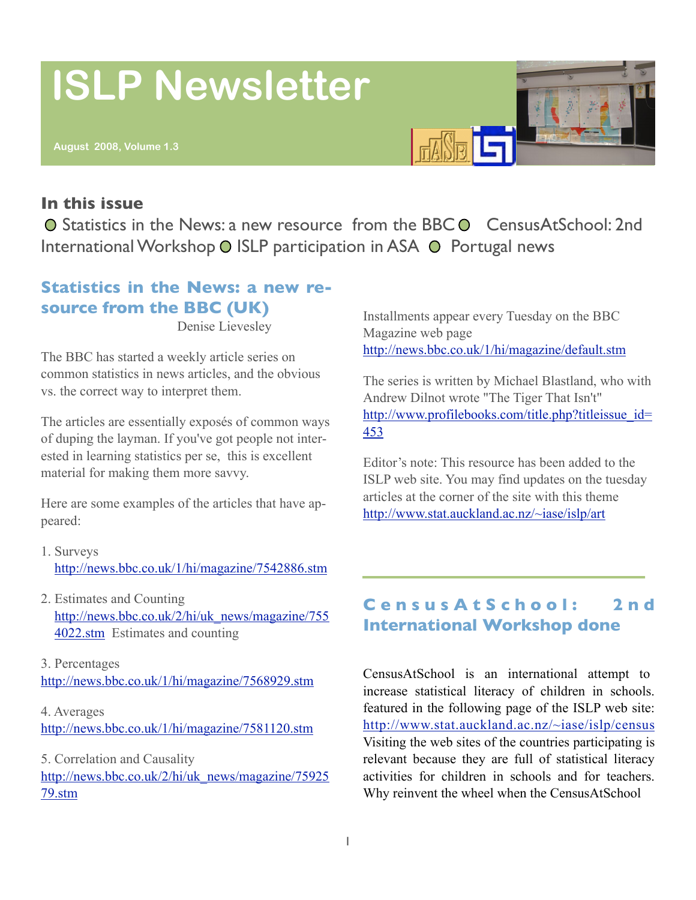# ISLP Newsletter

August 2008, Volume 1.3

## In this issue

Statistics in the News: a new resource from the BBC ● CensusAtSchool: 2nd International Workshop ● ISLP participation in ASA ● Portugal news

## Statistics in the News: a new resource from the BBC (UK)

Denise Lievesley

The BBC has started a weekly article series on common statistics in news articles, and the obvious vs. the correct way to interpret them.

The articles are essentially exposés of common ways of duping the layman. If you've got people not interested in learning statistics per se, this is excellent material for making them more savvy.

Here are some examples of the articles that have appeared:

1. Surveys
   http://news.bbc.co.uk/1/hi/magazine/7542886.stm

2. Estimates and Counting
   http://news.bbc.co.uk/2/hi/uk_news/magazine/7554022.stm Estimates and counting

3. Percentages
   http://news.bbc.co.uk/1/hi/magazine/7568929.stm

4. Averages
   http://news.bbc.co.uk/1/hi/magazine/7581120.stm

5. Correlation and Causality
   http://news.bbc.co.uk/2/hi/uk_news/magazine/7592579.stm

Installments appear every Tuesday on the BBC Magazine web page http://news.bbc.co.uk/1/hi/magazine/default.stm

The series is written by Michael Blastland, who with Andrew Dilnot wrote "The Tiger That Isn't" http://www.profilebooks.com/title.php?titleissue_id=453

Editor's note: This resource has been added to the ISLP web site. You may find updates on the tuesday articles at the corner of the site with this theme http://www.stat.auckland.ac.nz/~iase/islp/art

## CensusAtSchool: 2nd International Workshop done

CensusAtSchool is an international attempt to increase statistical literacy of children in schools. featured in the following page of the ISLP web site: http://www.stat.auckland.ac.nz/~iase/islp/census Visiting the web sites of the countries participating is relevant because they are full of statistical literacy activities for children in schools and for teachers. Why reinvent the wheel when the CensusAtSchool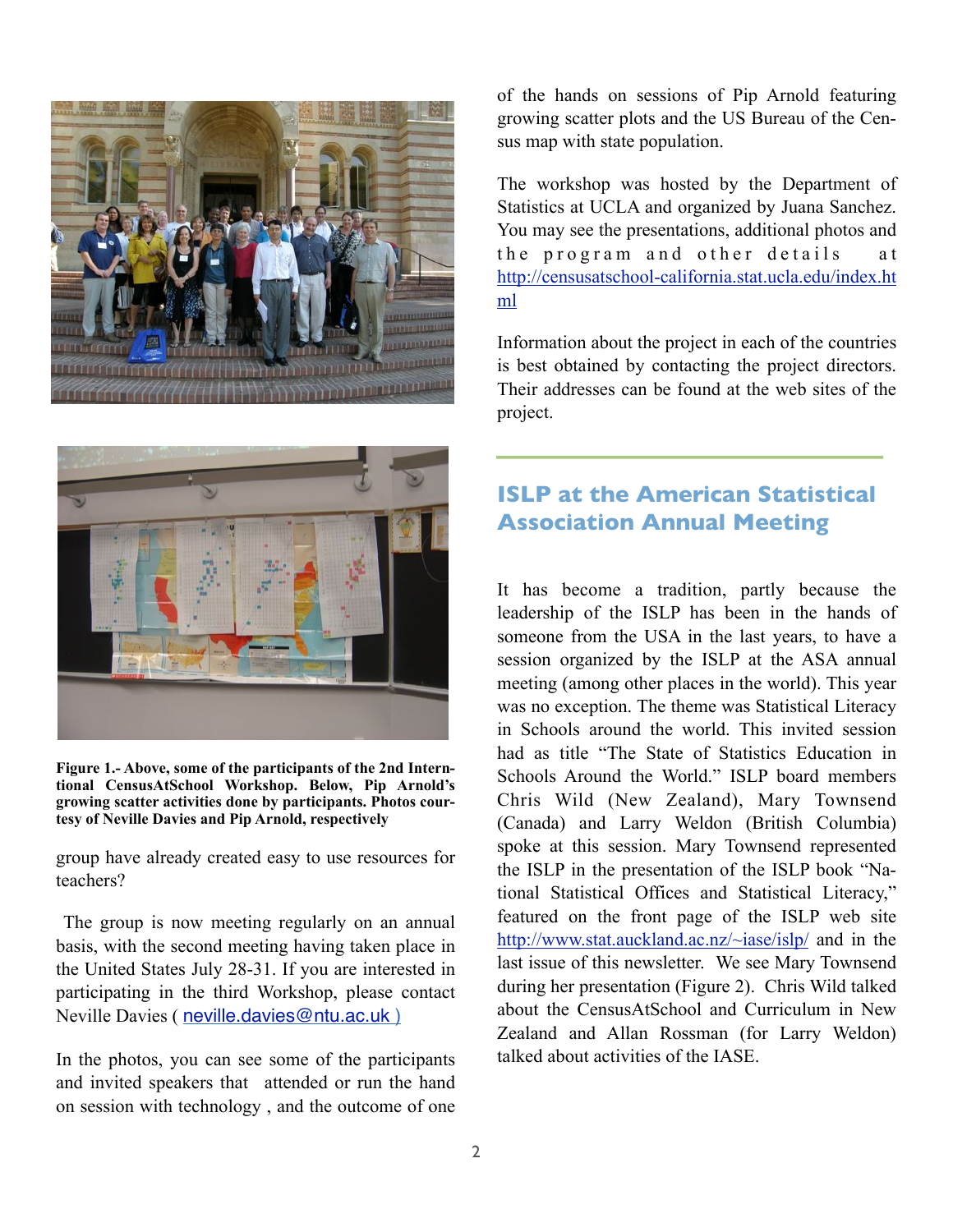**Figure 1.- Above, some of the participants of the 2nd International CensusAtSchool Workshop. Below, Pip Arnold's growing scatter activities done by participants. Photos courtesy of Neville Davies and Pip Arnold, respectively**

group have already created easy to use resources for teachers?

The group is now meeting regularly on an annual basis, with the second meeting having taken place in the United States July 28-31. If you are interested in participating in the third Workshop, please contact Neville Davies ( neville.davies@ntu.ac.uk )

In the photos, you can see some of the participants and invited speakers that attended or run the hand on session with technology , and the outcome of one of the hands on sessions of Pip Arnold featuring growing scatter plots and the US Bureau of the Census map with state population.

The workshop was hosted by the Department of Statistics at UCLA and organized by Juana Sanchez. You may see the presentations, additional photos and the program and other details at http://censusatschool-california.stat.ucla.edu/index.html

Information about the project in each of the countries is best obtained by contacting the project directors. Their addresses can be found at the web sites of the project.

## ISLP at the American Statistical Association Annual Meeting

It has become a tradition, partly because the leadership of the ISLP has been in the hands of someone from the USA in the last years, to have a session organized by the ISLP at the ASA annual meeting (among other places in the world). This year was no exception. The theme was Statistical Literacy in Schools around the world. This invited session had as title "The State of Statistics Education in Schools Around the World." ISLP board members Chris Wild (New Zealand), Mary Townsend (Canada) and Larry Weldon (British Columbia) spoke at this session. Mary Townsend represented the ISLP in the presentation of the ISLP book "National Statistical Offices and Statistical Literacy," featured on the front page of the ISLP web site http://www.stat.auckland.ac.nz/~iase/islp/ and in the last issue of this newsletter. We see Mary Townsend during her presentation (Figure 2). Chris Wild talked about the CensusAtSchool and Curriculum in New Zealand and Allan Rossman (for Larry Weldon) talked about activities of the IASE.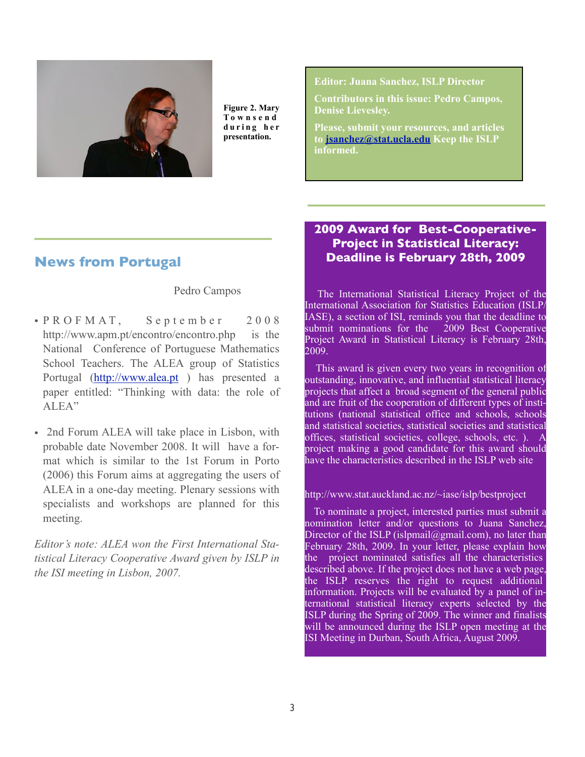Figure 2. Mary Townsend during her presentation.

**Editor: Juana Sanchez, ISLP Director**

**Contributors in this issue: Pedro Campos, Denise Lievesley.**

**Please, submit your resources, and articles to jsanchez@stat.ucla.edu Keep the ISLP informed.**

## News from Portugal

Pedro Campos

- PROFMAT, September 2008 http://www.apm.pt/encontro/encontro.php is the National Conference of Portuguese Mathematics School Teachers. The ALEA group of Statistics Portugal (http://www.alea.pt ) has presented a paper entitled: "Thinking with data: the role of ALEA"
- 2nd Forum ALEA will take place in Lisbon, with probable date November 2008. It will have a format which is similar to the 1st Forum in Porto (2006) this Forum aims at aggregating the users of ALEA in a one-day meeting. Plenary sessions with specialists and workshops are planned for this meeting.

*Editor's note: ALEA won the First International Statistical Literacy Cooperative Award given by ISLP in the ISI meeting in Lisbon, 2007.*

## 2009 Award for Best-Cooperative-Project in Statistical Literacy: Deadline is February 28th, 2009

The International Statistical Literacy Project of the International Association for Statistics Education (ISLP/IASE), a section of ISI, reminds you that the deadline to submit nominations for the 2009 Best Cooperative Project Award in Statistical Literacy is February 28th, 2009.

This award is given every two years in recognition of outstanding, innovative, and influential statistical literacy projects that affect a broad segment of the general public and are fruit of the cooperation of different types of institutions (national statistical office and schools, schools and statistical societies, statistical societies and statistical offices, statistical societies, college, schools, etc. ). A project making a good candidate for this award should have the characteristics described in the ISLP web site

http://www.stat.auckland.ac.nz/~iase/islp/bestproject

To nominate a project, interested parties must submit a nomination letter and/or questions to Juana Sanchez, Director of the ISLP (islpmail@gmail.com), no later than February 28th, 2009. In your letter, please explain how the project nominated satisfies all the characteristics described above. If the project does not have a web page, the ISLP reserves the right to request additional information. Projects will be evaluated by a panel of international statistical literacy experts selected by the ISLP during the Spring of 2009. The winner and finalists will be announced during the ISLP open meeting at the ISI Meeting in Durban, South Africa, August 2009.